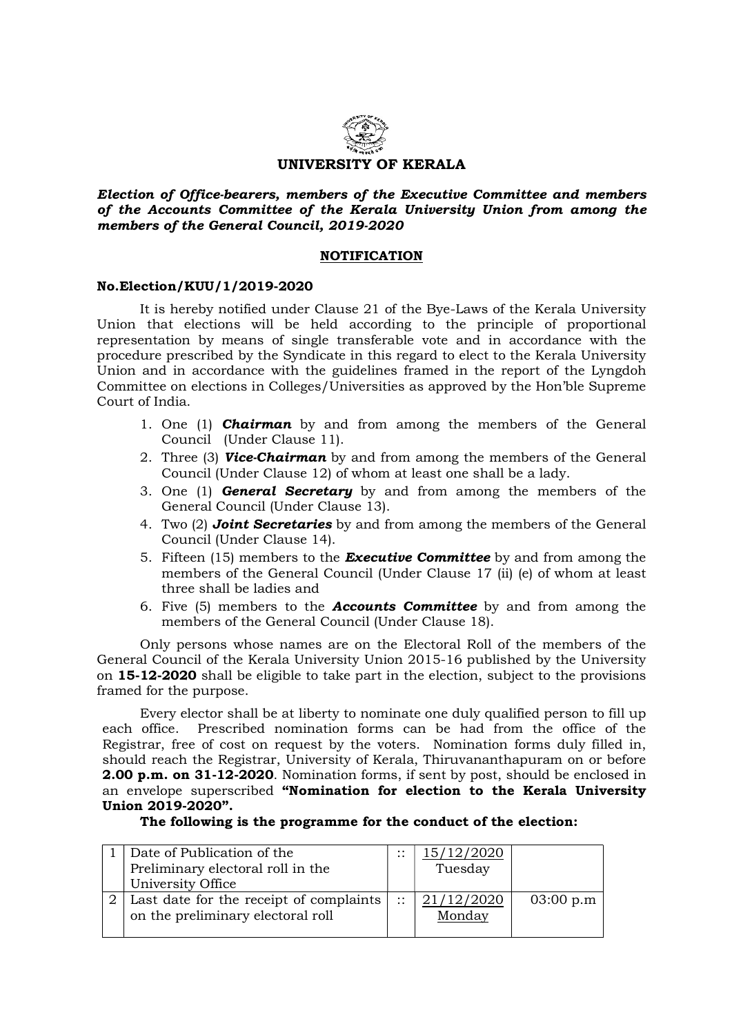# UNIVERSITY OF KERALA

***Election of Office-bearers, members of the Executive Committee and members of the Accounts Committee of the Kerala University Union from among the members of the General Council, 2019-2020***

## NOTIFICATION

**No.Election/KUU/1/2019-2020**

It is hereby notified under Clause 21 of the Bye-Laws of the Kerala University Union that elections will be held according to the principle of proportional representation by means of single transferable vote and in accordance with the procedure prescribed by the Syndicate in this regard to elect to the Kerala University Union and in accordance with the guidelines framed in the report of the Lyngdoh Committee on elections in Colleges/Universities as approved by the Hon'ble Supreme Court of India.

1. One (1) ***Chairman*** by and from among the members of the General Council (Under Clause 11).
2. Three (3) ***Vice-Chairman*** by and from among the members of the General Council (Under Clause 12) of whom at least one shall be a lady.
3. One (1) ***General Secretary*** by and from among the members of the General Council (Under Clause 13).
4. Two (2) ***Joint Secretaries*** by and from among the members of the General Council (Under Clause 14).
5. Fifteen (15) members to the ***Executive Committee*** by and from among the members of the General Council (Under Clause 17 (ii) (e) of whom at least three shall be ladies and
6. Five (5) members to the ***Accounts Committee*** by and from among the members of the General Council (Under Clause 18).

Only persons whose names are on the Electoral Roll of the members of the General Council of the Kerala University Union 2015-16 published by the University on **15-12-2020** shall be eligible to take part in the election, subject to the provisions framed for the purpose.

Every elector shall be at liberty to nominate one duly qualified person to fill up each office. Prescribed nomination forms can be had from the office of the Registrar, free of cost on request by the voters. Nomination forms duly filled in, should reach the Registrar, University of Kerala, Thiruvananthapuram on or before **2.00 p.m. on 31-12-2020**. Nomination forms, if sent by post, should be enclosed in an envelope superscribed **"Nomination for election to the Kerala University Union 2019-2020".**

**The following is the programme for the conduct of the election:**

| | | | | |
|---|---|---|---|---|
| 1 | Date of Publication of the Preliminary electoral roll in the University Office | :: | 15/12/2020 Tuesday | |
| 2 | Last date for the receipt of complaints on the preliminary electoral roll | :: | 21/12/2020 Monday | 03:00 p.m |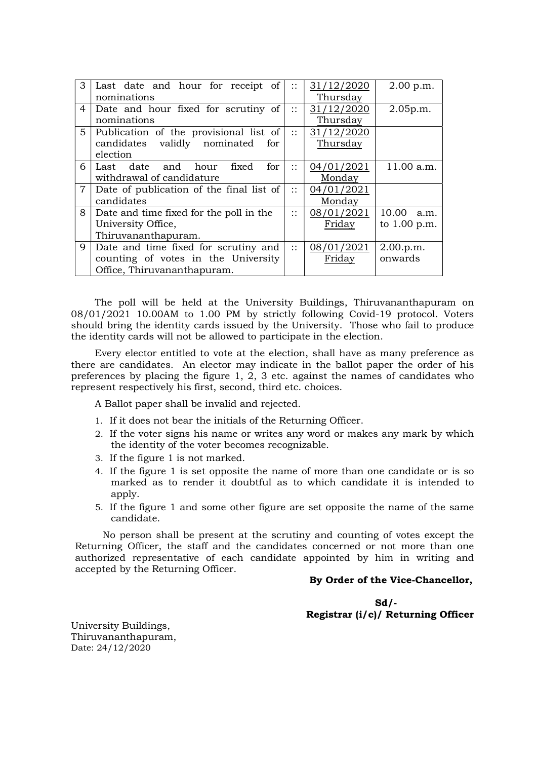| | | | | |
|---|---|---|---|---|
| 3 | Last date and hour for receipt of nominations | :: | 31/12/2020 Thursday | 2.00 p.m. |
| 4 | Date and hour fixed for scrutiny of nominations | :: | 31/12/2020 Thursday | 2.05p.m. |
| 5 | Publication of the provisional list of candidates validly nominated for election | :: | 31/12/2020 Thursday | |
| 6 | Last date and hour fixed for withdrawal of candidature | :: | 04/01/2021 Monday | 11.00 a.m. |
| 7 | Date of publication of the final list of candidates | :: | 04/01/2021 Monday | |
| 8 | Date and time fixed for the poll in the University Office, Thiruvananthapuram. | :: | 08/01/2021 Friday | 10.00 a.m. to 1.00 p.m. |
| 9 | Date and time fixed for scrutiny and counting of votes in the University Office, Thiruvananthapuram. | :: | 08/01/2021 Friday | 2.00.p.m. onwards |

The poll will be held at the University Buildings, Thiruvananthapuram on 08/01/2021 10.00AM to 1.00 PM by strictly following Covid-19 protocol. Voters should bring the identity cards issued by the University. Those who fail to produce the identity cards will not be allowed to participate in the election.

Every elector entitled to vote at the election, shall have as many preference as there are candidates. An elector may indicate in the ballot paper the order of his preferences by placing the figure 1, 2, 3 etc. against the names of candidates who represent respectively his first, second, third etc. choices.

A Ballot paper shall be invalid and rejected.

1. If it does not bear the initials of the Returning Officer.
2. If the voter signs his name or writes any word or makes any mark by which the identity of the voter becomes recognizable.
3. If the figure 1 is not marked.
4. If the figure 1 is set opposite the name of more than one candidate or is so marked as to render it doubtful as to which candidate it is intended to apply.
5. If the figure 1 and some other figure are set opposite the name of the same candidate.

No person shall be present at the scrutiny and counting of votes except the Returning Officer, the staff and the candidates concerned or not more than one authorized representative of each candidate appointed by him in writing and accepted by the Returning Officer.

**By Order of the Vice-Chancellor,**

**Sd/-**
**Registrar (i/c)/ Returning Officer**

University Buildings,
Thiruvananthapuram,
Date: 24/12/2020